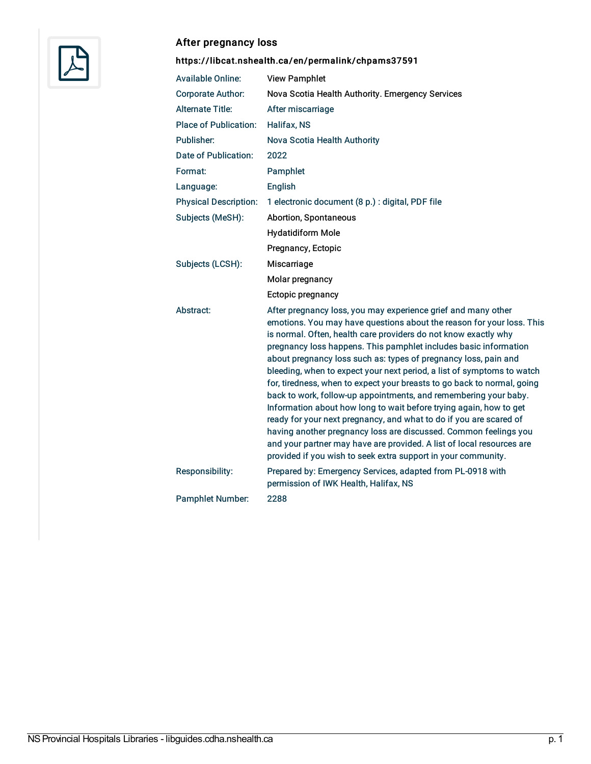## After pregnancy loss

**https://libcat.nshealth.ca/en/permalink/chpams37591**

| | |
|---|---|
| Available Online: | View Pamphlet |
| Corporate Author: | Nova Scotia Health Authority. Emergency Services |
| Alternate Title: | After miscarriage |
| Place of Publication: | Halifax, NS |
| Publisher: | Nova Scotia Health Authority |
| Date of Publication: | 2022 |
| Format: | Pamphlet |
| Language: | English |
| Physical Description: | 1 electronic document (8 p.) : digital, PDF file |
| Subjects (MeSH): | Abortion, Spontaneous |
| | Hydatidiform Mole |
| | Pregnancy, Ectopic |
| Subjects (LCSH): | Miscarriage |
| | Molar pregnancy |
| | Ectopic pregnancy |
| Abstract: | After pregnancy loss, you may experience grief and many other emotions. You may have questions about the reason for your loss. This is normal. Often, health care providers do not know exactly why pregnancy loss happens. This pamphlet includes basic information about pregnancy loss such as: types of pregnancy loss, pain and bleeding, when to expect your next period, a list of symptoms to watch for, tiredness, when to expect your breasts to go back to normal, going back to work, follow-up appointments, and remembering your baby. Information about how long to wait before trying again, how to get ready for your next pregnancy, and what to do if you are scared of having another pregnancy loss are discussed. Common feelings you and your partner may have are provided. A list of local resources are provided if you wish to seek extra support in your community. |
| Responsibility: | Prepared by: Emergency Services, adapted from PL-0918 with permission of IWK Health, Halifax, NS |
| Pamphlet Number: | 2288 |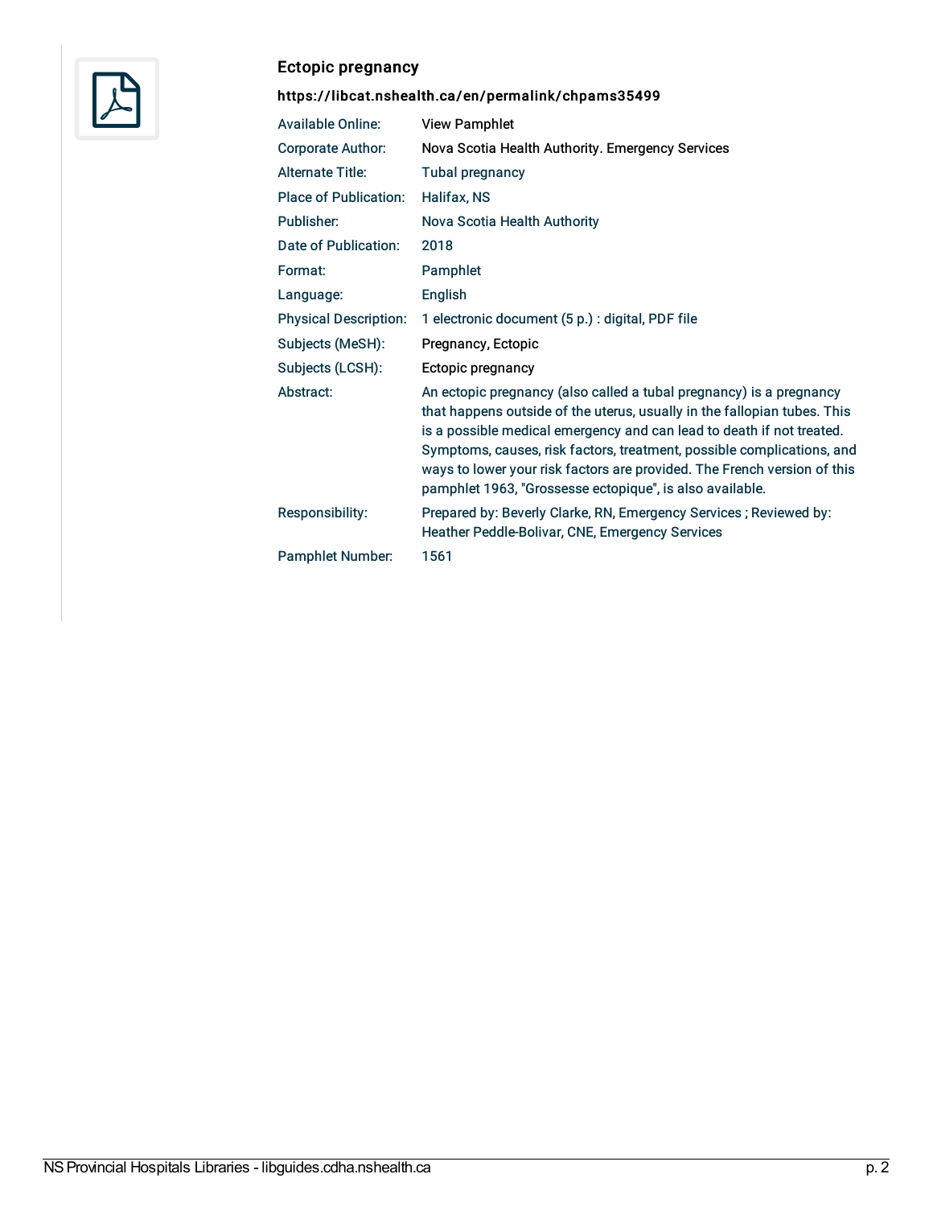## Ectopic pregnancy

**https://libcat.nshealth.ca/en/permalink/chpams35499**

| | |
|---|---|
| Available Online: | View Pamphlet |
| Corporate Author: | Nova Scotia Health Authority. Emergency Services |
| Alternate Title: | Tubal pregnancy |
| Place of Publication: | Halifax, NS |
| Publisher: | Nova Scotia Health Authority |
| Date of Publication: | 2018 |
| Format: | Pamphlet |
| Language: | English |
| Physical Description: | 1 electronic document (5 p.) : digital, PDF file |
| Subjects (MeSH): | Pregnancy, Ectopic |
| Subjects (LCSH): | Ectopic pregnancy |
| Abstract: | An ectopic pregnancy (also called a tubal pregnancy) is a pregnancy that happens outside of the uterus, usually in the fallopian tubes. This is a possible medical emergency and can lead to death if not treated. Symptoms, causes, risk factors, treatment, possible complications, and ways to lower your risk factors are provided. The French version of this pamphlet 1963, "Grossesse ectopique", is also available. |
| Responsibility: | Prepared by: Beverly Clarke, RN, Emergency Services ; Reviewed by: Heather Peddle-Bolivar, CNE, Emergency Services |
| Pamphlet Number: | 1561 |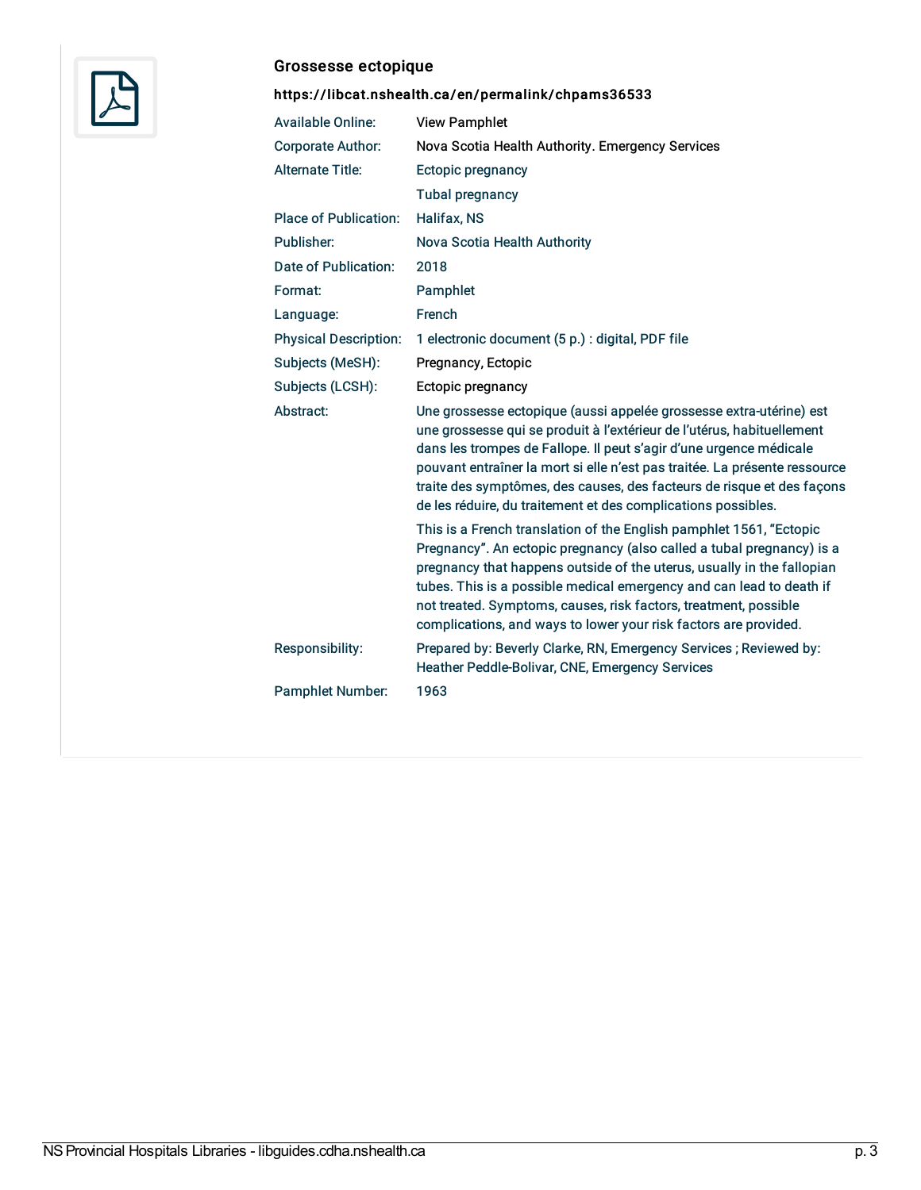### Grossesse ectopique

**https://libcat.nshealth.ca/en/permalink/chpams36533**

| | |
|---|---|
| Available Online: | View Pamphlet |
| Corporate Author: | Nova Scotia Health Authority. Emergency Services |
| Alternate Title: | Ectopic pregnancy |
| | Tubal pregnancy |
| Place of Publication: | Halifax, NS |
| Publisher: | Nova Scotia Health Authority |
| Date of Publication: | 2018 |
| Format: | Pamphlet |
| Language: | French |
| Physical Description: | 1 electronic document (5 p.) : digital, PDF file |
| Subjects (MeSH): | Pregnancy, Ectopic |
| Subjects (LCSH): | Ectopic pregnancy |
| Abstract: | Une grossesse ectopique (aussi appelée grossesse extra-utérine) est une grossesse qui se produit à l'extérieur de l'utérus, habituellement dans les trompes de Fallope. Il peut s'agir d'une urgence médicale pouvant entraîner la mort si elle n'est pas traitée. La présente ressource traite des symptômes, des causes, des facteurs de risque et des façons de les réduire, du traitement et des complications possibles. |
| | This is a French translation of the English pamphlet 1561, "Ectopic Pregnancy". An ectopic pregnancy (also called a tubal pregnancy) is a pregnancy that happens outside of the uterus, usually in the fallopian tubes. This is a possible medical emergency and can lead to death if not treated. Symptoms, causes, risk factors, treatment, possible complications, and ways to lower your risk factors are provided. |
| Responsibility: | Prepared by: Beverly Clarke, RN, Emergency Services ; Reviewed by: Heather Peddle-Bolivar, CNE, Emergency Services |
| Pamphlet Number: | 1963 |